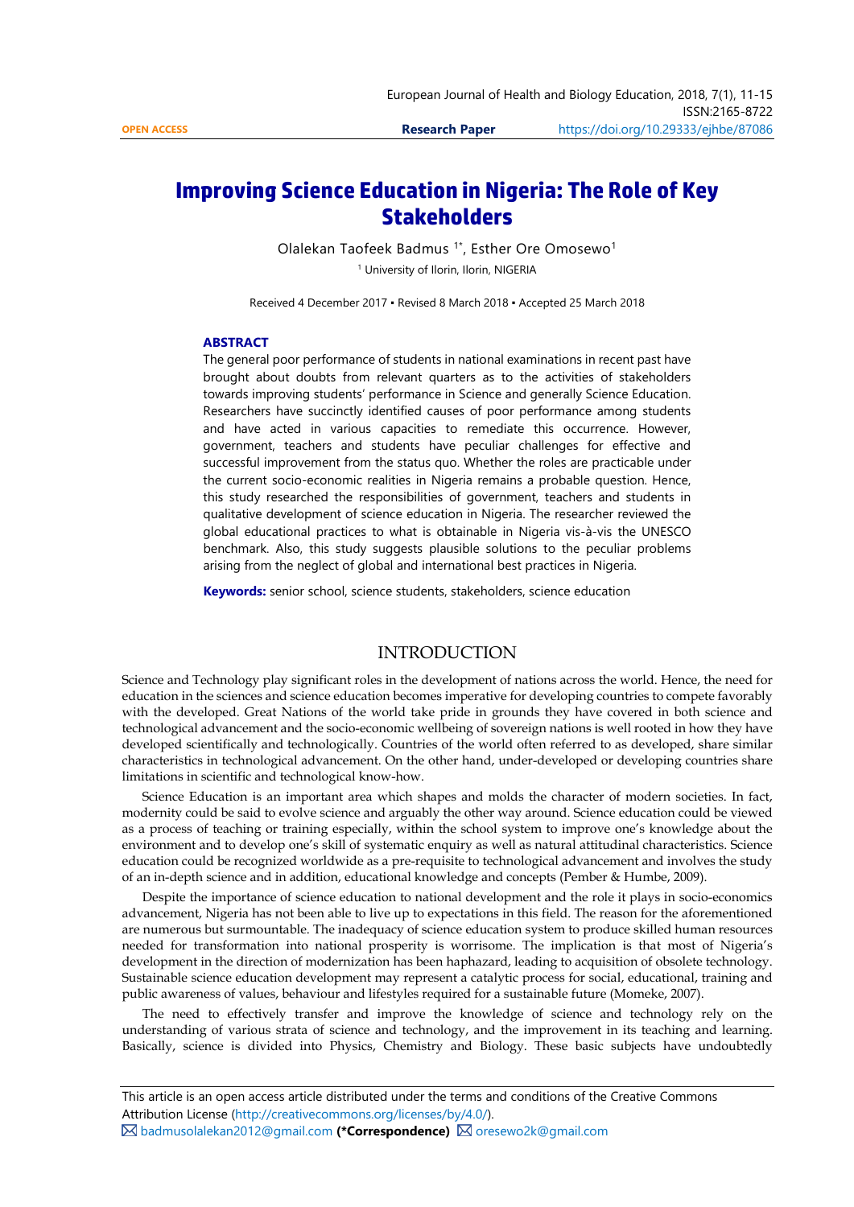**OPEN ACCESS** | **Research Paper** | https://doi.org/10.29333/ejhbe/87086

# Improving Science Education in Nigeria: The Role of Key Stakeholders

Olalekan Taofeek Badmus [1*], Esther Ore Omosewo[1]

[1] University of Ilorin, Ilorin, NIGERIA

Received 4 December 2017 ▪ Revised 8 March 2018 ▪ Accepted 25 March 2018

### ABSTRACT

The general poor performance of students in national examinations in recent past have brought about doubts from relevant quarters as to the activities of stakeholders towards improving students' performance in Science and generally Science Education. Researchers have succinctly identified causes of poor performance among students and have acted in various capacities to remediate this occurrence. However, government, teachers and students have peculiar challenges for effective and successful improvement from the status quo. Whether the roles are practicable under the current socio-economic realities in Nigeria remains a probable question. Hence, this study researched the responsibilities of government, teachers and students in qualitative development of science education in Nigeria. The researcher reviewed the global educational practices to what is obtainable in Nigeria vis-à-vis the UNESCO benchmark. Also, this study suggests plausible solutions to the peculiar problems arising from the neglect of global and international best practices in Nigeria.

**Keywords:** senior school, science students, stakeholders, science education

## INTRODUCTION

Science and Technology play significant roles in the development of nations across the world. Hence, the need for education in the sciences and science education becomes imperative for developing countries to compete favorably with the developed. Great Nations of the world take pride in grounds they have covered in both science and technological advancement and the socio-economic wellbeing of sovereign nations is well rooted in how they have developed scientifically and technologically. Countries of the world often referred to as developed, share similar characteristics in technological advancement. On the other hand, under-developed or developing countries share limitations in scientific and technological know-how.

Science Education is an important area which shapes and molds the character of modern societies. In fact, modernity could be said to evolve science and arguably the other way around. Science education could be viewed as a process of teaching or training especially, within the school system to improve one's knowledge about the environment and to develop one's skill of systematic enquiry as well as natural attitudinal characteristics. Science education could be recognized worldwide as a pre-requisite to technological advancement and involves the study of an in-depth science and in addition, educational knowledge and concepts (Pember & Humbe, 2009).

Despite the importance of science education to national development and the role it plays in socio-economics advancement, Nigeria has not been able to live up to expectations in this field. The reason for the aforementioned are numerous but surmountable. The inadequacy of science education system to produce skilled human resources needed for transformation into national prosperity is worrisome. The implication is that most of Nigeria's development in the direction of modernization has been haphazard, leading to acquisition of obsolete technology. Sustainable science education development may represent a catalytic process for social, educational, training and public awareness of values, behaviour and lifestyles required for a sustainable future (Momeke, 2007).

The need to effectively transfer and improve the knowledge of science and technology rely on the understanding of various strata of science and technology, and the improvement in its teaching and learning. Basically, science is divided into Physics, Chemistry and Biology. These basic subjects have undoubtedly

---

This article is an open access article distributed under the terms and conditions of the Creative Commons Attribution License (http://creativecommons.org/licenses/by/4.0/).

badmusolalekan2012@gmail.com **(*Correspondence)** oresewo2k@gmail.com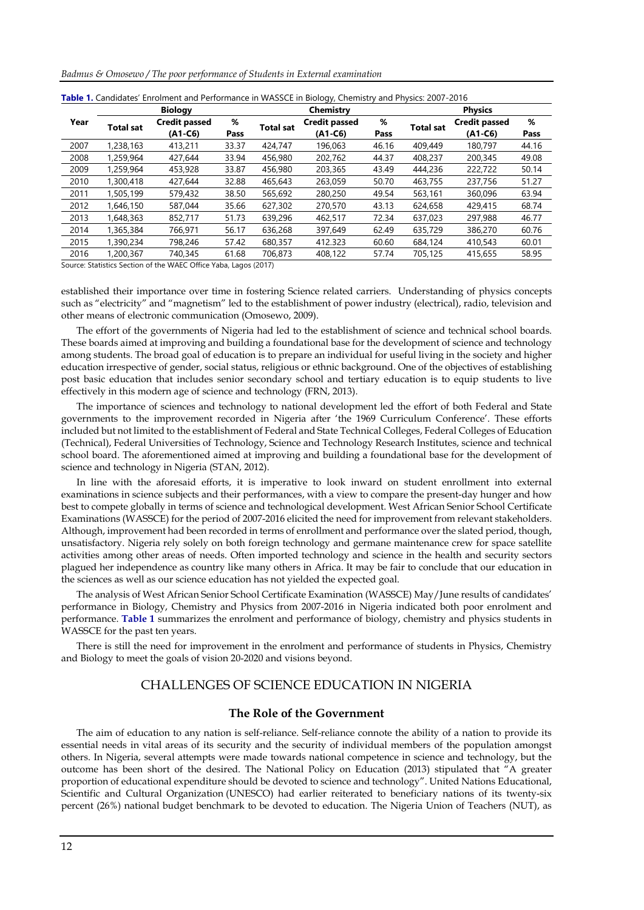**Table 1.** Candidates' Enrolment and Performance in WASSCE in Biology, Chemistry and Physics: 2007-2016

| Year | Biology | | | Chemistry | | | Physics | | |
|---|---|---|---|---|---|---|---|---|---|
| | Total sat | Credit passed (A1-C6) | % Pass | Total sat | Credit passed (A1-C6) | % Pass | Total sat | Credit passed (A1-C6) | % Pass |
| 2007 | 1,238,163 | 413,211 | 33.37 | 424,747 | 196,063 | 46.16 | 409,449 | 180,797 | 44.16 |
| 2008 | 1,259,964 | 427,644 | 33.94 | 456,980 | 202,762 | 44.37 | 408,237 | 200,345 | 49.08 |
| 2009 | 1,259,964 | 453,928 | 33.87 | 456,980 | 203,365 | 43.49 | 444,236 | 222,722 | 50.14 |
| 2010 | 1,300,418 | 427,644 | 32.88 | 465,643 | 263,059 | 50.70 | 463,755 | 237,756 | 51.27 |
| 2011 | 1,505,199 | 579,432 | 38.50 | 565,692 | 280,250 | 49.54 | 563,161 | 360,096 | 63.94 |
| 2012 | 1,646,150 | 587,044 | 35.66 | 627,302 | 270,570 | 43.13 | 624,658 | 429,415 | 68.74 |
| 2013 | 1,648,363 | 852,717 | 51.73 | 639,296 | 462,517 | 72.34 | 637,023 | 297,988 | 46.77 |
| 2014 | 1,365,384 | 766,971 | 56.17 | 636,268 | 397,649 | 62.49 | 635,729 | 386,270 | 60.76 |
| 2015 | 1,390,234 | 798,246 | 57.42 | 680,357 | 412.323 | 60.60 | 684,124 | 410,543 | 60.01 |
| 2016 | 1,200,367 | 740,345 | 61.68 | 706,873 | 408,122 | 57.74 | 705,125 | 415,655 | 58.95 |

Source: Statistics Section of the WAEC Office Yaba, Lagos (2017)

established their importance over time in fostering Science related carriers. Understanding of physics concepts such as "electricity" and "magnetism" led to the establishment of power industry (electrical), radio, television and other means of electronic communication (Omosewo, 2009).

The effort of the governments of Nigeria had led to the establishment of science and technical school boards. These boards aimed at improving and building a foundational base for the development of science and technology among students. The broad goal of education is to prepare an individual for useful living in the society and higher education irrespective of gender, social status, religious or ethnic background. One of the objectives of establishing post basic education that includes senior secondary school and tertiary education is to equip students to live effectively in this modern age of science and technology (FRN, 2013).

The importance of sciences and technology to national development led the effort of both Federal and State governments to the improvement recorded in Nigeria after 'the 1969 Curriculum Conference'. These efforts included but not limited to the establishment of Federal and State Technical Colleges, Federal Colleges of Education (Technical), Federal Universities of Technology, Science and Technology Research Institutes, science and technical school board. The aforementioned aimed at improving and building a foundational base for the development of science and technology in Nigeria (STAN, 2012).

In line with the aforesaid efforts, it is imperative to look inward on student enrollment into external examinations in science subjects and their performances, with a view to compare the present-day hunger and how best to compete globally in terms of science and technological development. West African Senior School Certificate Examinations (WASSCE) for the period of 2007-2016 elicited the need for improvement from relevant stakeholders. Although, improvement had been recorded in terms of enrollment and performance over the slated period, though, unsatisfactory. Nigeria rely solely on both foreign technology and germane maintenance crew for space satellite activities among other areas of needs. Often imported technology and science in the health and security sectors plagued her independence as country like many others in Africa. It may be fair to conclude that our education in the sciences as well as our science education has not yielded the expected goal.

The analysis of West African Senior School Certificate Examination (WASSCE) May/June results of candidates' performance in Biology, Chemistry and Physics from 2007-2016 in Nigeria indicated both poor enrolment and performance. **Table 1** summarizes the enrolment and performance of biology, chemistry and physics students in WASSCE for the past ten years.

There is still the need for improvement in the enrolment and performance of students in Physics, Chemistry and Biology to meet the goals of vision 20-2020 and visions beyond.

## CHALLENGES OF SCIENCE EDUCATION IN NIGERIA

### The Role of the Government

The aim of education to any nation is self-reliance. Self-reliance connote the ability of a nation to provide its essential needs in vital areas of its security and the security of individual members of the population amongst others. In Nigeria, several attempts were made towards national competence in science and technology, but the outcome has been short of the desired. The National Policy on Education (2013) stipulated that "A greater proportion of educational expenditure should be devoted to science and technology". United Nations Educational, Scientific and Cultural Organization (UNESCO) had earlier reiterated to beneficiary nations of its twenty-six percent (26%) national budget benchmark to be devoted to education. The Nigeria Union of Teachers (NUT), as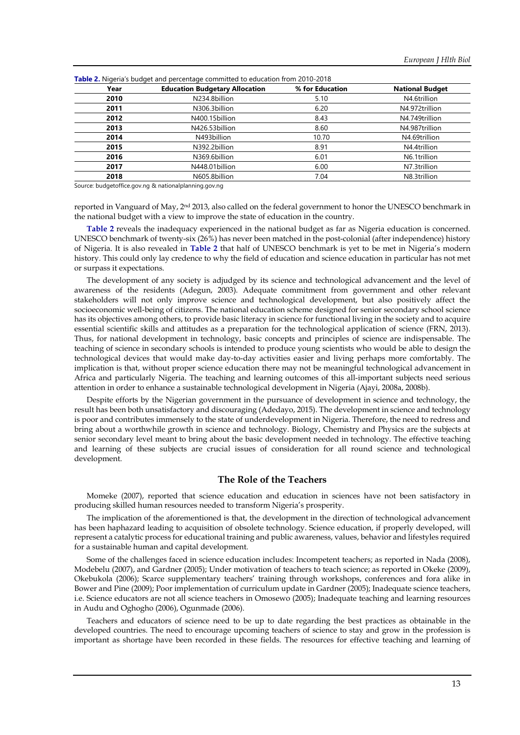**Table 2.** Nigeria's budget and percentage committed to education from 2010-2018

| Year | Education Budgetary Allocation | % for Education | National Budget |
|---|---|---|---|
| 2010 | N234.8billion | 5.10 | N4.6trillion |
| 2011 | N306.3billion | 6.20 | N4.972trillion |
| 2012 | N400.15billion | 8.43 | N4.749trillion |
| 2013 | N426.53billion | 8.60 | N4.987trillion |
| 2014 | N493billion | 10.70 | N4.69trillion |
| 2015 | N392.2billion | 8.91 | N4.4trillion |
| 2016 | N369.6billion | 6.01 | N6.1trillion |
| 2017 | N448.01billion | 6.00 | N7.3trillion |
| 2018 | N605.8billion | 7.04 | N8.3trillion |

Source: budgetoffice.gov.ng & nationalplanning.gov.ng

reported in Vanguard of May, 2nd 2013, also called on the federal government to honor the UNESCO benchmark in the national budget with a view to improve the state of education in the country.

**Table 2** reveals the inadequacy experienced in the national budget as far as Nigeria education is concerned. UNESCO benchmark of twenty-six (26%) has never been matched in the post-colonial (after independence) history of Nigeria. It is also revealed in **Table 2** that half of UNESCO benchmark is yet to be met in Nigeria's modern history. This could only lay credence to why the field of education and science education in particular has not met or surpass it expectations.

The development of any society is adjudged by its science and technological advancement and the level of awareness of the residents (Adegun, 2003). Adequate commitment from government and other relevant stakeholders will not only improve science and technological development, but also positively affect the socioeconomic well-being of citizens. The national education scheme designed for senior secondary school science has its objectives among others, to provide basic literacy in science for functional living in the society and to acquire essential scientific skills and attitudes as a preparation for the technological application of science (FRN, 2013). Thus, for national development in technology, basic concepts and principles of science are indispensable. The teaching of science in secondary schools is intended to produce young scientists who would be able to design the technological devices that would make day-to-day activities easier and living perhaps more comfortably. The implication is that, without proper science education there may not be meaningful technological advancement in Africa and particularly Nigeria. The teaching and learning outcomes of this all-important subjects need serious attention in order to enhance a sustainable technological development in Nigeria (Ajayi, 2008a, 2008b).

Despite efforts by the Nigerian government in the pursuance of development in science and technology, the result has been both unsatisfactory and discouraging (Adedayo, 2015). The development in science and technology is poor and contributes immensely to the state of underdevelopment in Nigeria. Therefore, the need to redress and bring about a worthwhile growth in science and technology. Biology, Chemistry and Physics are the subjects at senior secondary level meant to bring about the basic development needed in technology. The effective teaching and learning of these subjects are crucial issues of consideration for all round science and technological development.

## The Role of the Teachers

Momeke (2007), reported that science education and education in sciences have not been satisfactory in producing skilled human resources needed to transform Nigeria's prosperity.

The implication of the aforementioned is that, the development in the direction of technological advancement has been haphazard leading to acquisition of obsolete technology. Science education, if properly developed, will represent a catalytic process for educational training and public awareness, values, behavior and lifestyles required for a sustainable human and capital development.

Some of the challenges faced in science education includes: Incompetent teachers; as reported in Nada (2008), Modebelu (2007), and Gardner (2005); Under motivation of teachers to teach science; as reported in Okeke (2009), Okebukola (2006); Scarce supplementary teachers' training through workshops, conferences and fora alike in Bower and Pine (2009); Poor implementation of curriculum update in Gardner (2005); Inadequate science teachers, i.e. Science educators are not all science teachers in Omosewo (2005); Inadequate teaching and learning resources in Audu and Oghogho (2006), Ogunmade (2006).

Teachers and educators of science need to be up to date regarding the best practices as obtainable in the developed countries. The need to encourage upcoming teachers of science to stay and grow in the profession is important as shortage have been recorded in these fields. The resources for effective teaching and learning of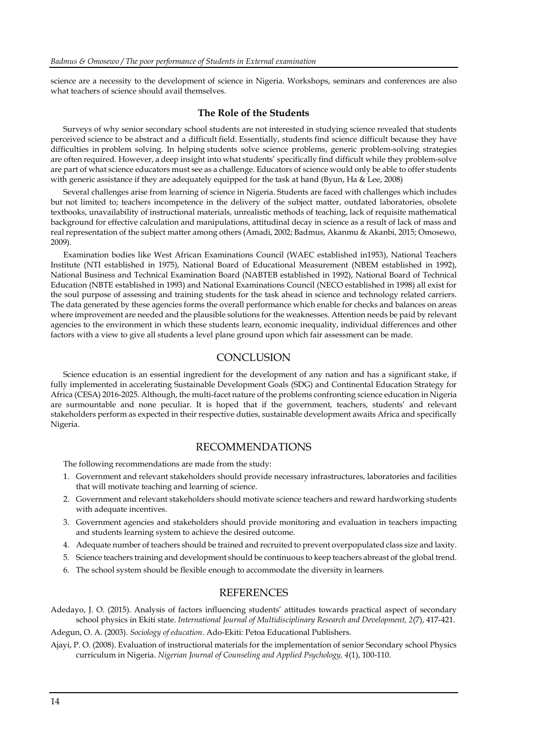science are a necessity to the development of science in Nigeria. Workshops, seminars and conferences are also what teachers of science should avail themselves.

### The Role of the Students

Surveys of why senior secondary school students are not interested in studying science revealed that students perceived science to be abstract and a difficult field. Essentially, students find science difficult because they have difficulties in problem solving. In helping students solve science problems, generic problem-solving strategies are often required. However, a deep insight into what students' specifically find difficult while they problem-solve are part of what science educators must see as a challenge. Educators of science would only be able to offer students with generic assistance if they are adequately equipped for the task at hand (Byun, Ha & Lee, 2008)

Several challenges arise from learning of science in Nigeria. Students are faced with challenges which includes but not limited to; teachers incompetence in the delivery of the subject matter, outdated laboratories, obsolete textbooks, unavailability of instructional materials, unrealistic methods of teaching, lack of requisite mathematical background for effective calculation and manipulations, attitudinal decay in science as a result of lack of mass and real representation of the subject matter among others (Amadi, 2002; Badmus, Akanmu & Akanbi, 2015; Omosewo, 2009).

Examination bodies like West African Examinations Council (WAEC established in1953), National Teachers Institute (NTI established in 1975), National Board of Educational Measurement (NBEM established in 1992), National Business and Technical Examination Board (NABTEB established in 1992), National Board of Technical Education (NBTE established in 1993) and National Examinations Council (NECO established in 1998) all exist for the soul purpose of assessing and training students for the task ahead in science and technology related carriers. The data generated by these agencies forms the overall performance which enable for checks and balances on areas where improvement are needed and the plausible solutions for the weaknesses. Attention needs be paid by relevant agencies to the environment in which these students learn, economic inequality, individual differences and other factors with a view to give all students a level plane ground upon which fair assessment can be made.

## CONCLUSION

Science education is an essential ingredient for the development of any nation and has a significant stake, if fully implemented in accelerating Sustainable Development Goals (SDG) and Continental Education Strategy for Africa (CESA) 2016-2025. Although, the multi-facet nature of the problems confronting science education in Nigeria are surmountable and none peculiar. It is hoped that if the government, teachers, students' and relevant stakeholders perform as expected in their respective duties, sustainable development awaits Africa and specifically Nigeria.

## RECOMMENDATIONS

The following recommendations are made from the study:

1. Government and relevant stakeholders should provide necessary infrastructures, laboratories and facilities that will motivate teaching and learning of science.
2. Government and relevant stakeholders should motivate science teachers and reward hardworking students with adequate incentives.
3. Government agencies and stakeholders should provide monitoring and evaluation in teachers impacting and students learning system to achieve the desired outcome.
4. Adequate number of teachers should be trained and recruited to prevent overpopulated class size and laxity.
5. Science teachers training and development should be continuous to keep teachers abreast of the global trend.
6. The school system should be flexible enough to accommodate the diversity in learners.

## REFERENCES

Adedayo, J. O. (2015). Analysis of factors influencing students' attitudes towards practical aspect of secondary school physics in Ekiti state. *International Journal of Multidisciplinary Research and Development, 2*(7), 417-421.

Adegun, O. A. (2003). *Sociology of education*. Ado-Ekiti: Petoa Educational Publishers.

Ajayi, P. O. (2008). Evaluation of instructional materials for the implementation of senior Secondary school Physics curriculum in Nigeria. *Nigerian Journal of Counseling and Applied Psychology, 4*(1), 100-110.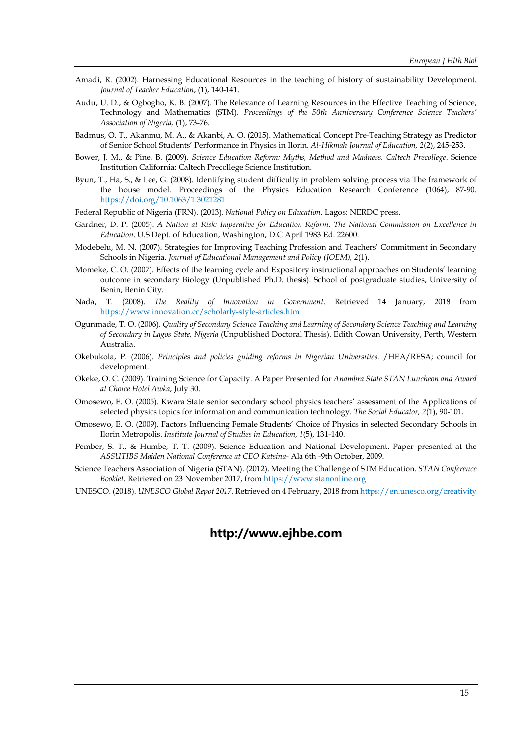Amadi, R. (2002). Harnessing Educational Resources in the teaching of history of sustainability Development. *Journal of Teacher Education*, (1), 140-141.

Audu, U. D., & Ogbogho, K. B. (2007). The Relevance of Learning Resources in the Effective Teaching of Science, Technology and Mathematics (STM). *Proceedings of the 50th Anniversary Conference Science Teachers' Association of Nigeria,* (1), 73-76.

Badmus, O. T., Akanmu, M. A., & Akanbi, A. O. (2015). Mathematical Concept Pre-Teaching Strategy as Predictor of Senior School Students' Performance in Physics in Ilorin. *Al-Hikmah Journal of Education, 2*(2), 245-253.

Bower, J. M., & Pine, B. (2009). *Science Education Reform: Myths, Method and Madness. Caltech Precollege*. Science Institution California: Caltech Precollege Science Institution.

Byun, T., Ha, S., & Lee, G. (2008). Identifying student difficulty in problem solving process via The framework of the house model. Proceedings of the Physics Education Research Conference (1064), 87-90. https://doi.org/10.1063/1.3021281

Federal Republic of Nigeria (FRN). (2013). *National Policy on Education*. Lagos: NERDC press.

Gardner, D. P. (2005). *A Nation at Risk: Imperative for Education Reform. The National Commission on Excellence in Education*. U.S Dept. of Education, Washington, D.C April 1983 Ed. 22600.

Modebelu, M. N. (2007). Strategies for Improving Teaching Profession and Teachers' Commitment in Secondary Schools in Nigeria. *Journal of Educational Management and Policy (JOEM), 2*(1).

Momeke, C. O. (2007). Effects of the learning cycle and Expository instructional approaches on Students' learning outcome in secondary Biology (Unpublished Ph.D. thesis). School of postgraduate studies, University of Benin, Benin City.

Nada, T. (2008). *The Reality of Innovation in Government*. Retrieved 14 January, 2018 from https://www.innovation.cc/scholarly-style-articles.htm

Ogunmade, T. O. (2006). *Quality of Secondary Science Teaching and Learning of Secondary Science Teaching and Learning of Secondary in Lagos State, Nigeria* (Unpublished Doctoral Thesis). Edith Cowan University, Perth, Western Australia.

Okebukola, P. (2006). *Principles and policies guiding reforms in Nigerian Universities*. /HEA/RESA; council for development.

Okeke, O. C. (2009). Training Science for Capacity. A Paper Presented for *Anambra State STAN Luncheon and Award at Choice Hotel Awka*, July 30.

Omosewo, E. O. (2005). Kwara State senior secondary school physics teachers' assessment of the Applications of selected physics topics for information and communication technology. *The Social Educator, 2*(1), 90-101.

Omosewo, E. O. (2009). Factors Influencing Female Students' Choice of Physics in selected Secondary Schools in Ilorin Metropolis. *Institute Journal of Studies in Education, 1*(5), 131-140.

Pember, S. T., & Humbe, T. T. (2009). Science Education and National Development. Paper presented at the *ASSUTIBS Maiden National Conference at CEO Katsina*- Ala 6th -9th October, 2009.

Science Teachers Association of Nigeria (STAN). (2012). Meeting the Challenge of STM Education. *STAN Conference Booklet.* Retrieved on 23 November 2017, from https://www.stanonline.org

UNESCO. (2018). *UNESCO Global Repot 2017*. Retrieved on 4 February, 2018 from https://en.unesco.org/creativity

**http://www.ejhbe.com**